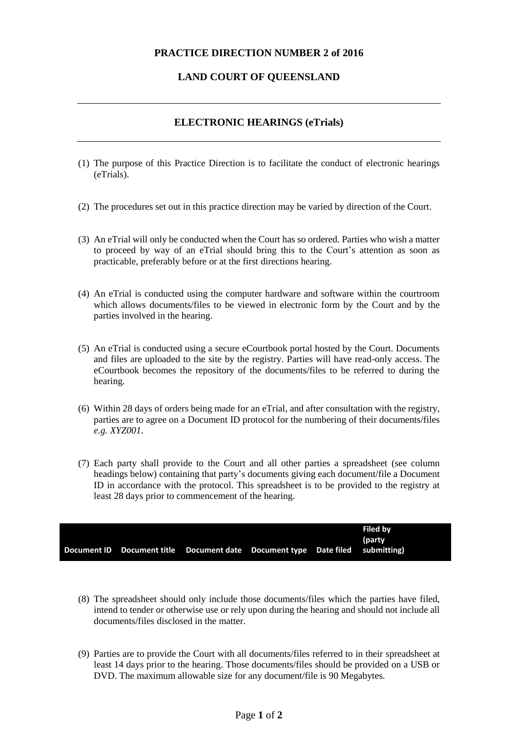**PRACTICE DIRECTION NUMBER 2 of 2016**

**LAND COURT OF QUEENSLAND**

---

**ELECTRONIC HEARINGS (eTrials)**

---

(1) The purpose of this Practice Direction is to facilitate the conduct of electronic hearings (eTrials).

(2) The procedures set out in this practice direction may be varied by direction of the Court.

(3) An eTrial will only be conducted when the Court has so ordered. Parties who wish a matter to proceed by way of an eTrial should bring this to the Court's attention as soon as practicable, preferably before or at the first directions hearing.

(4) An eTrial is conducted using the computer hardware and software within the courtroom which allows documents/files to be viewed in electronic form by the Court and by the parties involved in the hearing.

(5) An eTrial is conducted using a secure eCourtbook portal hosted by the Court. Documents and files are uploaded to the site by the registry. Parties will have read-only access. The eCourtbook becomes the repository of the documents/files to be referred to during the hearing.

(6) Within 28 days of orders being made for an eTrial, and after consultation with the registry, parties are to agree on a Document ID protocol for the numbering of their documents/files *e.g. XYZ001*.

(7) Each party shall provide to the Court and all other parties a spreadsheet (see column headings below) containing that party's documents giving each document/file a Document ID in accordance with the protocol. This spreadsheet is to be provided to the registry at least 28 days prior to commencement of the hearing.

| Document ID | Document title | Document date | Document type | Date filed | Filed by (party submitting) |
|---|---|---|---|---|---|

(8) The spreadsheet should only include those documents/files which the parties have filed, intend to tender or otherwise use or rely upon during the hearing and should not include all documents/files disclosed in the matter.

(9) Parties are to provide the Court with all documents/files referred to in their spreadsheet at least 14 days prior to the hearing. Those documents/files should be provided on a USB or DVD. The maximum allowable size for any document/file is 90 Megabytes.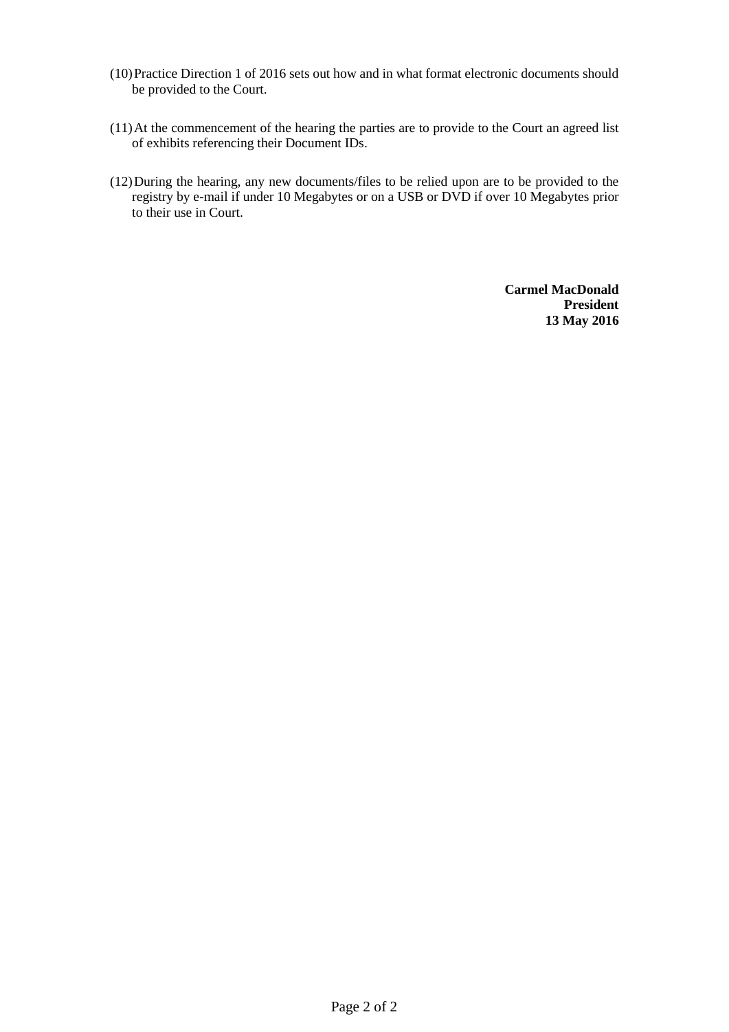(10) Practice Direction 1 of 2016 sets out how and in what format electronic documents should be provided to the Court.

(11) At the commencement of the hearing the parties are to provide to the Court an agreed list of exhibits referencing their Document IDs.

(12) During the hearing, any new documents/files to be relied upon are to be provided to the registry by e-mail if under 10 Megabytes or on a USB or DVD if over 10 Megabytes prior to their use in Court.

**Carmel MacDonald**
**President**
**13 May 2016**